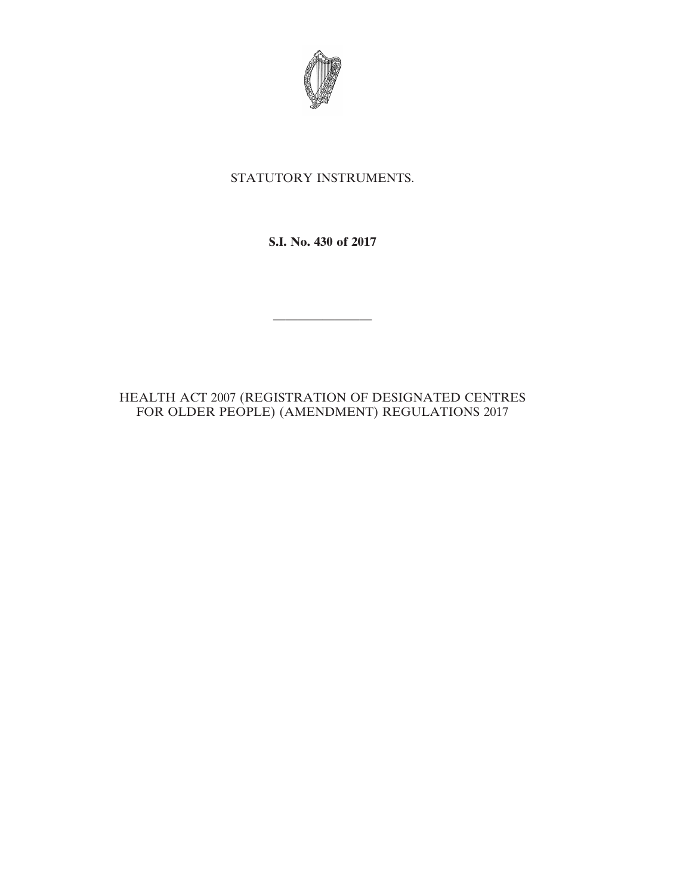STATUTORY INSTRUMENTS.

**S.I. No. 430 of 2017**

---

HEALTH ACT 2007 (REGISTRATION OF DESIGNATED CENTRES FOR OLDER PEOPLE) (AMENDMENT) REGULATIONS 2017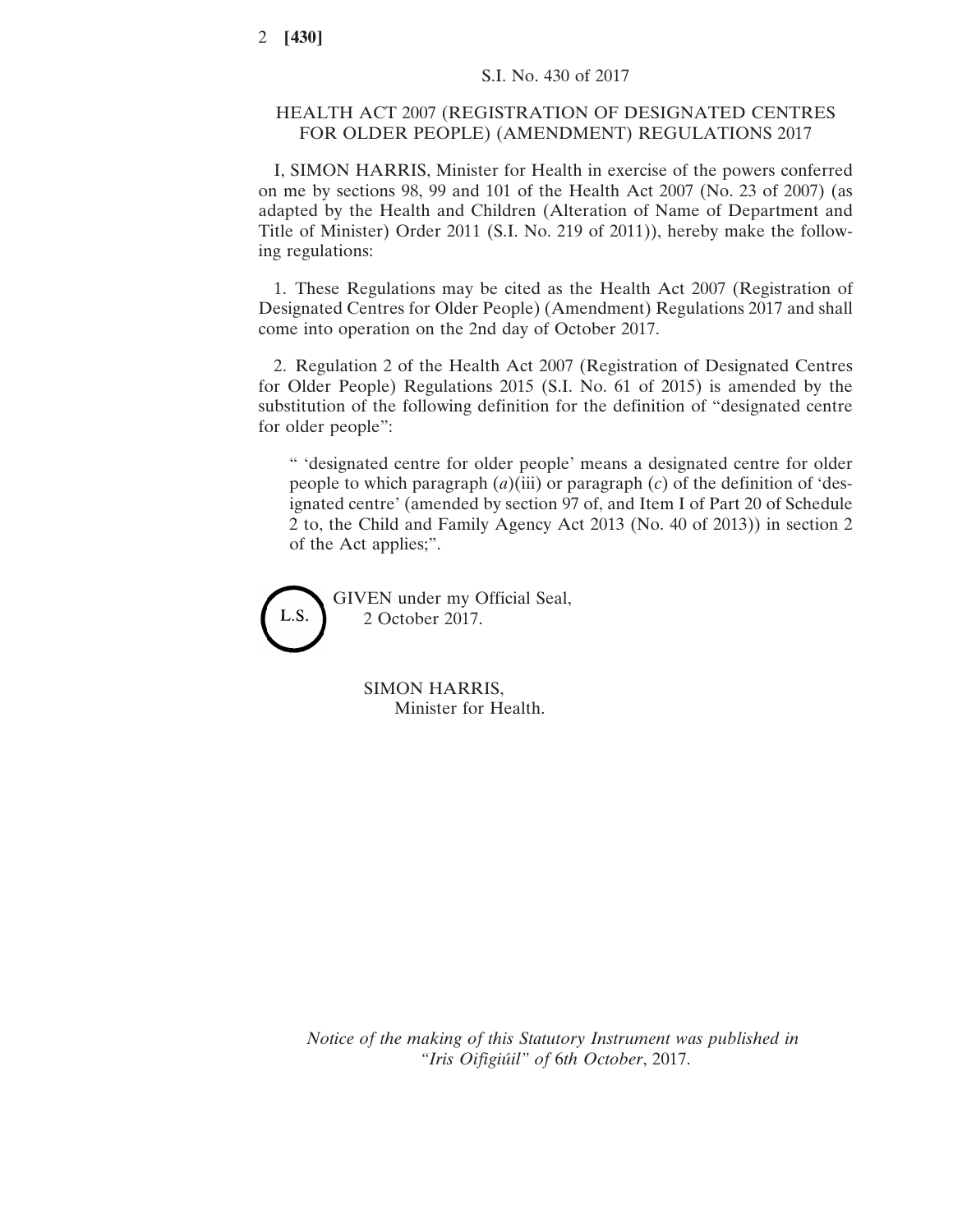S.I. No. 430 of 2017

## HEALTH ACT 2007 (REGISTRATION OF DESIGNATED CENTRES FOR OLDER PEOPLE) (AMENDMENT) REGULATIONS 2017

I, SIMON HARRIS, Minister for Health in exercise of the powers conferred on me by sections 98, 99 and 101 of the Health Act 2007 (No. 23 of 2007) (as adapted by the Health and Children (Alteration of Name of Department and Title of Minister) Order 2011 (S.I. No. 219 of 2011)), hereby make the following regulations:

1. These Regulations may be cited as the Health Act 2007 (Registration of Designated Centres for Older People) (Amendment) Regulations 2017 and shall come into operation on the 2nd day of October 2017.

2. Regulation 2 of the Health Act 2007 (Registration of Designated Centres for Older People) Regulations 2015 (S.I. No. 61 of 2015) is amended by the substitution of the following definition for the definition of "designated centre for older people":

> " 'designated centre for older people' means a designated centre for older people to which paragraph (*a*)(iii) or paragraph (*c*) of the definition of 'designated centre' (amended by section 97 of, and Item I of Part 20 of Schedule 2 to, the Child and Family Agency Act 2013 (No. 40 of 2013)) in section 2 of the Act applies;".

L.S.

GIVEN under my Official Seal,
2 October 2017.

SIMON HARRIS,
Minister for Health.

*Notice of the making of this Statutory Instrument was published in "Iris Oifigiúil" of 6th October*, 2017.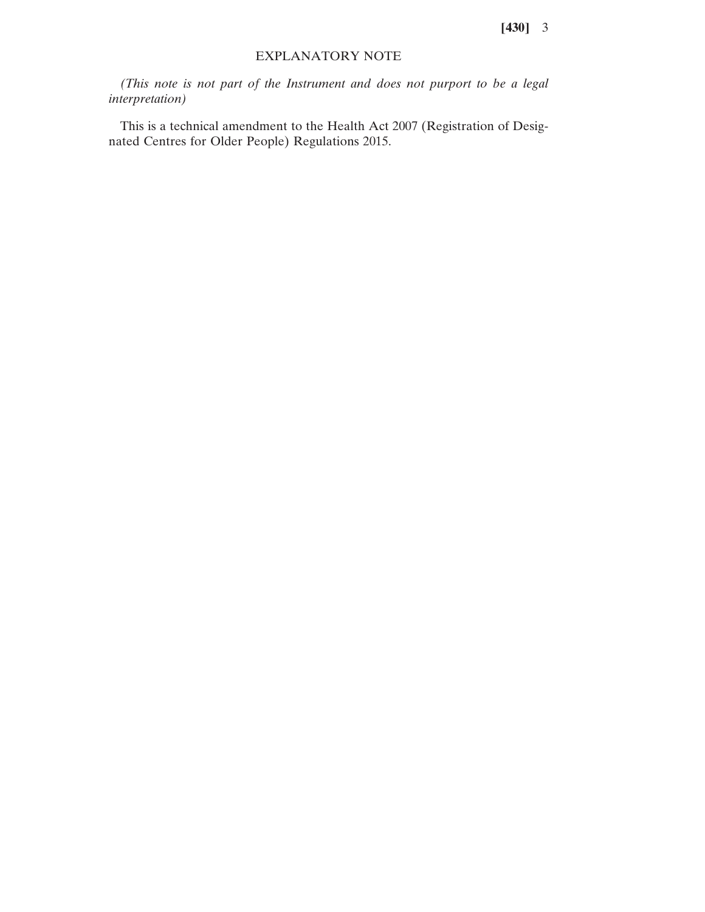## EXPLANATORY NOTE

*(This note is not part of the Instrument and does not purport to be a legal interpretation)*

This is a technical amendment to the Health Act 2007 (Registration of Designated Centres for Older People) Regulations 2015.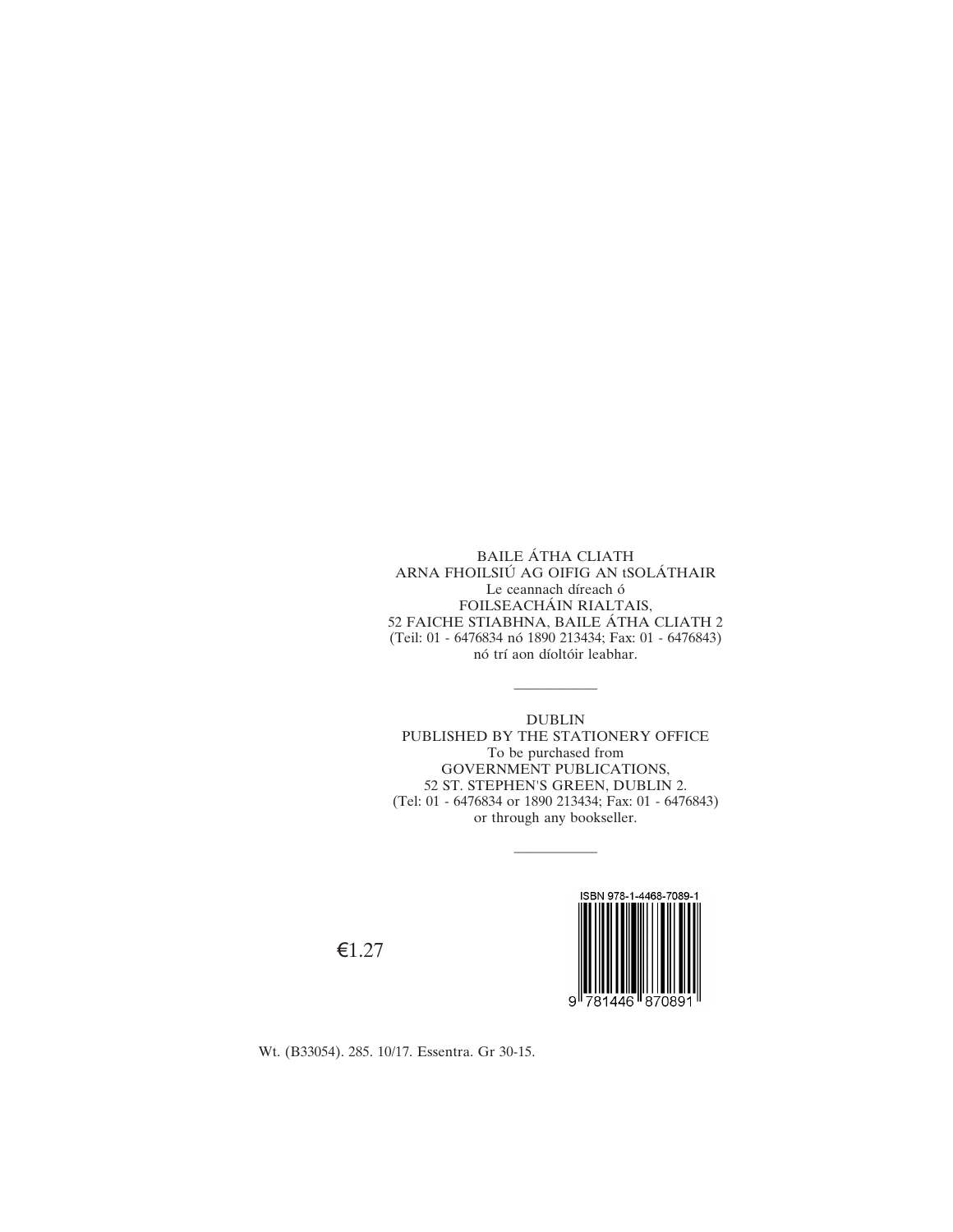BAILE ÁTHA CLIATH
ARNA FHOILSIÚ AG OIFIG AN tSOLÁTHAIR
Le ceannach díreach ó
FOILSEACHÁIN RIALTAIS,
52 FAICHE STIABHNA, BAILE ÁTHA CLIATH 2
(Teil: 01 - 6476834 nó 1890 213434; Fax: 01 - 6476843)
nó trí aon díoltóir leabhar.

---

DUBLIN
PUBLISHED BY THE STATIONERY OFFICE
To be purchased from
GOVERNMENT PUBLICATIONS,
52 ST. STEPHEN'S GREEN, DUBLIN 2.
(Tel: 01 - 6476834 or 1890 213434; Fax: 01 - 6476843)
or through any bookseller.

---

ISBN 978-1-4468-7089-1

€1.27

9 781446 870891

Wt. (B33054). 285. 10/17. Essentra. Gr 30-15.